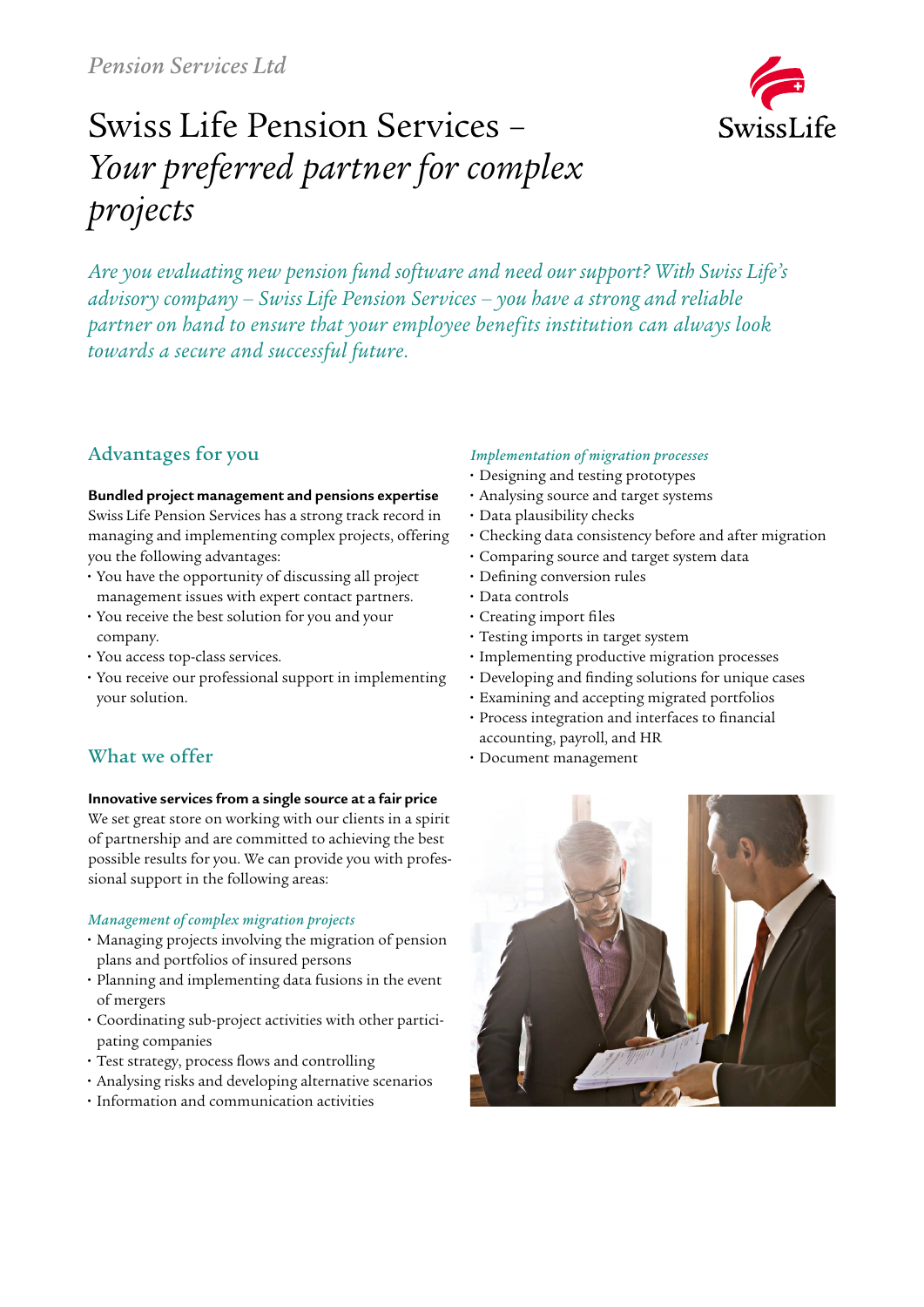*Pension Services Ltd*

# Swiss Life Pension Services – *Your preferred partner for complex projects*

*Are you evaluating new pension fund software and need our support? With Swiss Life's advisory company – Swiss Life Pension Services – you have a strong and reliable partner on hand to ensure that your employee benefits institution can always look towards a secure and successful future.*

## Advantages for you

**Bundled project management and pensions expertise**
Swiss Life Pension Services has a strong track record in managing and implementing complex projects, offering you the following advantages:

- You have the opportunity of discussing all project management issues with expert contact partners.
- You receive the best solution for you and your company.
- You access top-class services.
- You receive our professional support in implementing your solution.

## What we offer

**Innovative services from a single source at a fair price**
We set great store on working with our clients in a spirit of partnership and are committed to achieving the best possible results for you. We can provide you with professional support in the following areas:

*Management of complex migration projects*

- Managing projects involving the migration of pension plans and portfolios of insured persons
- Planning and implementing data fusions in the event of mergers
- Coordinating sub-project activities with other participating companies
- Test strategy, process flows and controlling
- Analysing risks and developing alternative scenarios
- Information and communication activities

*Implementation of migration processes*

- Designing and testing prototypes
- Analysing source and target systems
- Data plausibility checks
- Checking data consistency before and after migration
- Comparing source and target system data
- Defining conversion rules
- Data controls
- Creating import files
- Testing imports in target system
- Implementing productive migration processes
- Developing and finding solutions for unique cases
- Examining and accepting migrated portfolios
- Process integration and interfaces to financial accounting, payroll, and HR
- Document management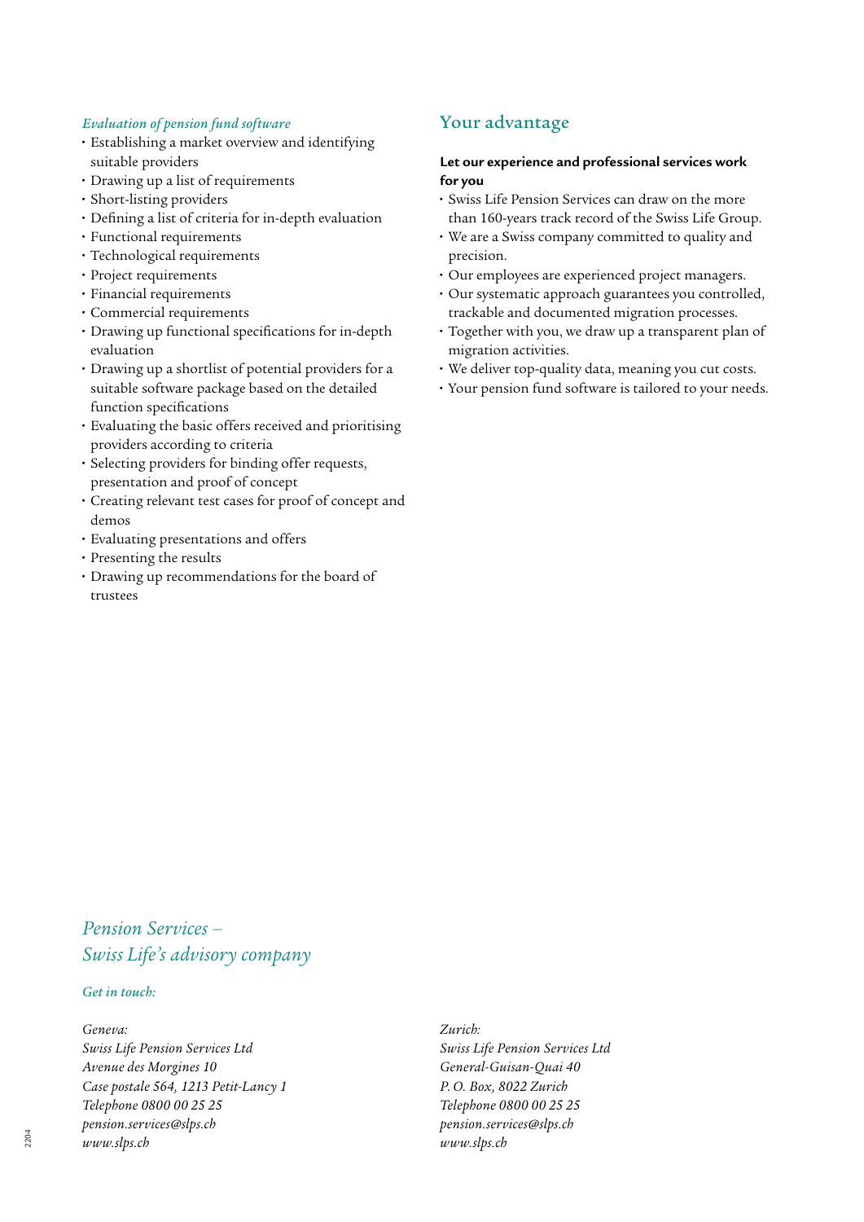*Evaluation of pension fund software*

- Establishing a market overview and identifying suitable providers
- Drawing up a list of requirements
- Short-listing providers
- Defining a list of criteria for in-depth evaluation
- Functional requirements
- Technological requirements
- Project requirements
- Financial requirements
- Commercial requirements
- Drawing up functional specifications for in-depth evaluation
- Drawing up a shortlist of potential providers for a suitable software package based on the detailed function specifications
- Evaluating the basic offers received and prioritising providers according to criteria
- Selecting providers for binding offer requests, presentation and proof of concept
- Creating relevant test cases for proof of concept and demos
- Evaluating presentations and offers
- Presenting the results
- Drawing up recommendations for the board of trustees

## Your advantage

**Let our experience and professional services work for you**

- Swiss Life Pension Services can draw on the more than 160-years track record of the Swiss Life Group.
- We are a Swiss company committed to quality and precision.
- Our employees are experienced project managers.
- Our systematic approach guarantees you controlled, trackable and documented migration processes.
- Together with you, we draw up a transparent plan of migration activities.
- We deliver top-quality data, meaning you cut costs.
- Your pension fund software is tailored to your needs.

## *Pension Services – Swiss Life's advisory company*

*Get in touch:*

*Geneva:*
*Swiss Life Pension Services Ltd*
*Avenue des Morgines 10*
*Case postale 564, 1213 Petit-Lancy 1*
*Telephone 0800 00 25 25*
*pension.services@slps.ch*
*www.slps.ch*

*Zurich:*
*Swiss Life Pension Services Ltd*
*General-Guisan-Quai 40*
*P. O. Box, 8022 Zurich*
*Telephone 0800 00 25 25*
*pension.services@slps.ch*
*www.slps.ch*

2204